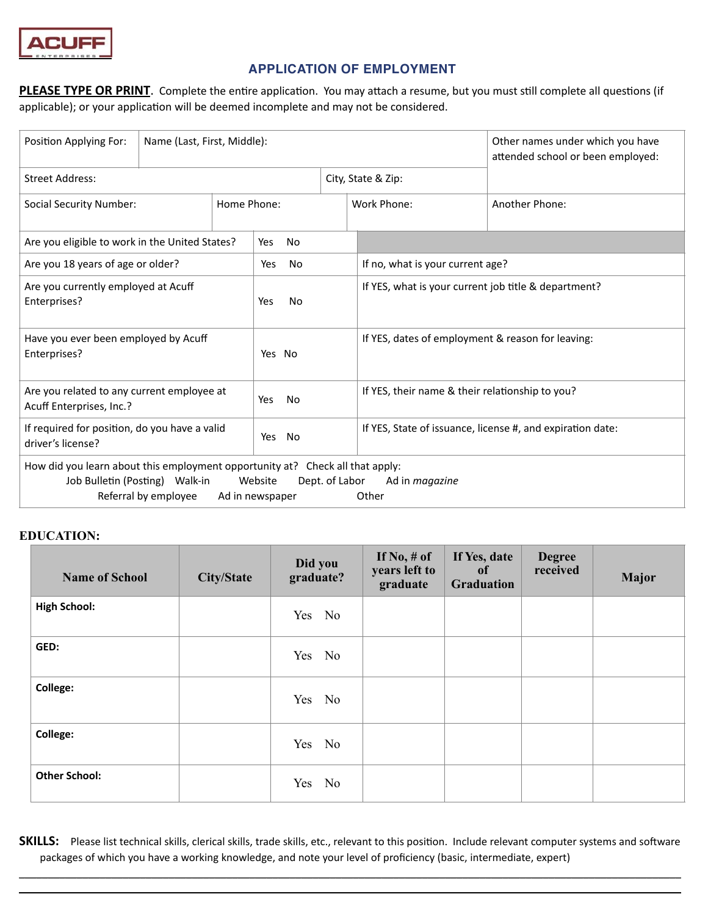ACUFF ENTERPRISES

# APPLICATION OF EMPLOYMENT

**PLEASE TYPE OR PRINT**. Complete the entire application. You may attach a resume, but you must still complete all questions (if applicable); or your application will be deemed incomplete and may not be considered.

| Position Applying For: | Name (Last, First, Middle): | | Other names under which you have attended school or been employed: |
|---|---|---|---|
| Street Address: | | City, State & Zip: | |
| Social Security Number: | Home Phone: | Work Phone: | Another Phone: |

| | | |
|---|---|---|
| Are you eligible to work in the United States? | Yes No | |
| Are you 18 years of age or older? | Yes No | If no, what is your current age? |
| Are you currently employed at Acuff Enterprises? | Yes No | If YES, what is your current job title & department? |
| Have you ever been employed by Acuff Enterprises? | Yes No | If YES, dates of employment & reason for leaving: |
| Are you related to any current employee at Acuff Enterprises, Inc.? | Yes No | If YES, their name & their relationship to you? |
| If required for position, do you have a valid driver's license? | Yes No | If YES, State of issuance, license #, and expiration date: |

How did you learn about this employment opportunity at? Check all that apply:
Job Bulletin (Posting) Walk-in Website Dept. of Labor Ad in *magazine*
Referral by employee Ad in newspaper Other

**EDUCATION:**

| Name of School | City/State | Did you graduate? | If No, # of years left to graduate | If Yes, date of Graduation | Degree received | Major |
|---|---|---|---|---|---|---|
| **High School:** | | Yes No | | | | |
| **GED:** | | Yes No | | | | |
| **College:** | | Yes No | | | | |
| **College:** | | Yes No | | | | |
| **Other School:** | | Yes No | | | | |

**SKILLS:** Please list technical skills, clerical skills, trade skills, etc., relevant to this position. Include relevant computer systems and software packages of which you have a working knowledge, and note your level of proficiency (basic, intermediate, expert)

______________________________________________________________________

______________________________________________________________________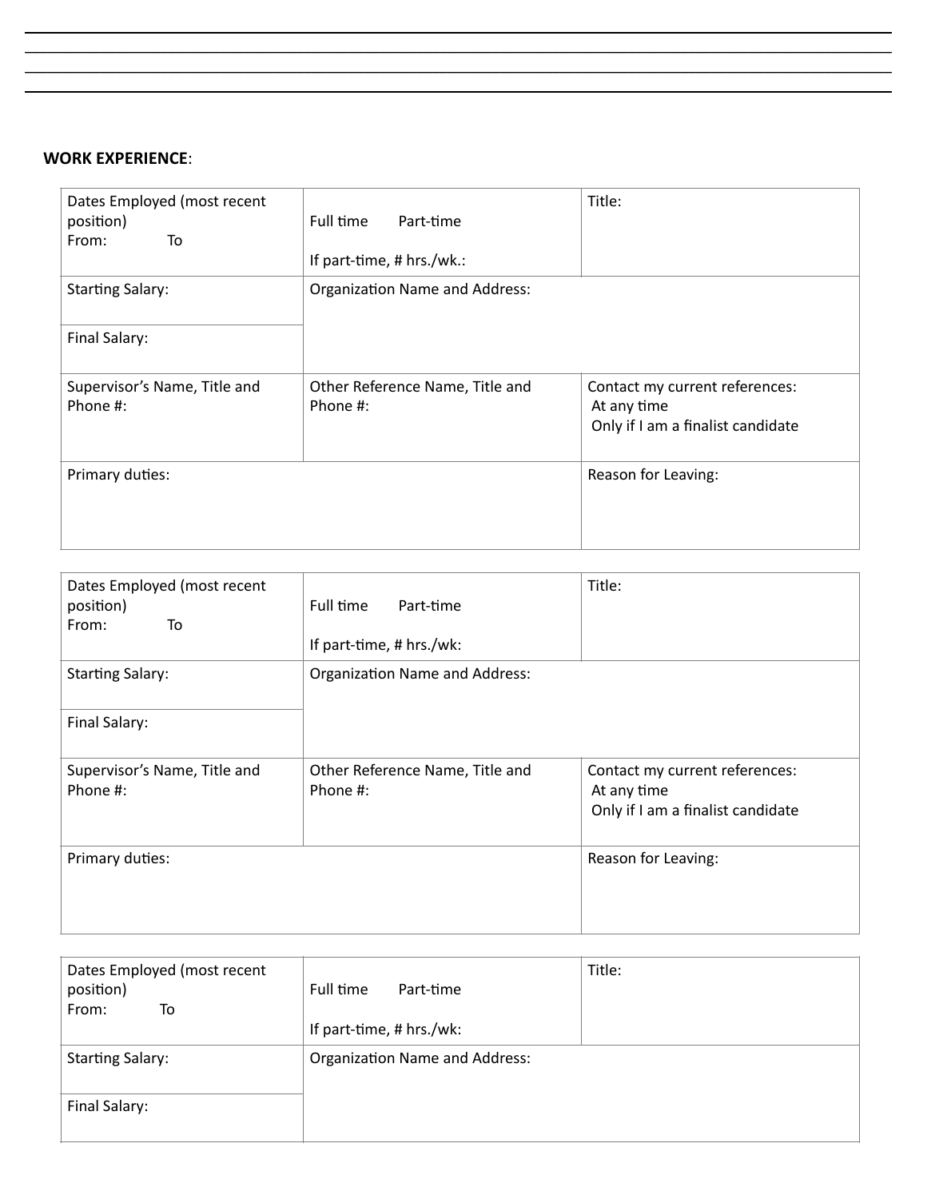## WORK EXPERIENCE:

| Dates Employed (most recent position)<br>From: To | Full time Part-time<br><br>If part-time, # hrs./wk.: | Title: |
|---|---|---|
| Starting Salary: | Organization Name and Address: | |
| Final Salary: | | |
| Supervisor's Name, Title and Phone #: | Other Reference Name, Title and Phone #: | Contact my current references:<br>At any time<br>Only if I am a finalist candidate |
| Primary duties: | | Reason for Leaving: |

| Dates Employed (most recent position)<br>From: To | Full time Part-time<br><br>If part-time, # hrs./wk: | Title: |
|---|---|---|
| Starting Salary: | Organization Name and Address: | |
| Final Salary: | | |
| Supervisor's Name, Title and Phone #: | Other Reference Name, Title and Phone #: | Contact my current references:<br>At any time<br>Only if I am a finalist candidate |
| Primary duties: | | Reason for Leaving: |

| Dates Employed (most recent position)<br>From: To | Full time Part-time<br><br>If part-time, # hrs./wk: | Title: |
|---|---|---|
| Starting Salary: | Organization Name and Address: | |
| Final Salary: | | |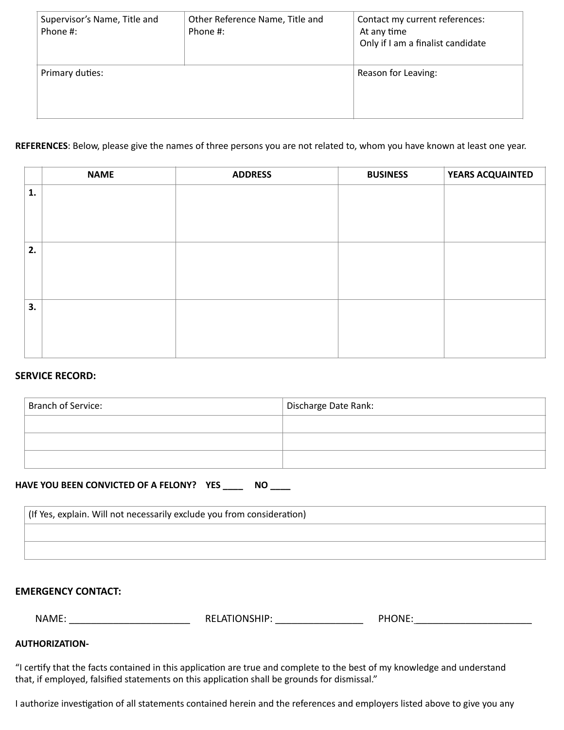| Supervisor's Name, Title and Phone #: | Other Reference Name, Title and Phone #: | Contact my current references:<br>At any time<br>Only if I am a finalist candidate |
|---|---|---|
| Primary duties: | | Reason for Leaving: |

**REFERENCES**: Below, please give the names of three persons you are not related to, whom you have known at least one year.

| | NAME | ADDRESS | BUSINESS | YEARS ACQUAINTED |
|---|---|---|---|---|
| **1.** | | | | |
| **2.** | | | | |
| **3.** | | | | |

**SERVICE RECORD:**

| Branch of Service: | Discharge Date Rank: |
|---|---|
| | |
| | |
| | |

**HAVE YOU BEEN CONVICTED OF A FELONY? YES ____ NO ____**

| (If Yes, explain. Will not necessarily exclude you from consideration) |
|---|
| |
| |

**EMERGENCY CONTACT:**

NAME: _______________________ RELATIONSHIP: ________________ PHONE:______________________

**AUTHORIZATION-**

"I certify that the facts contained in this application are true and complete to the best of my knowledge and understand that, if employed, falsified statements on this application shall be grounds for dismissal."

I authorize investigation of all statements contained herein and the references and employers listed above to give you any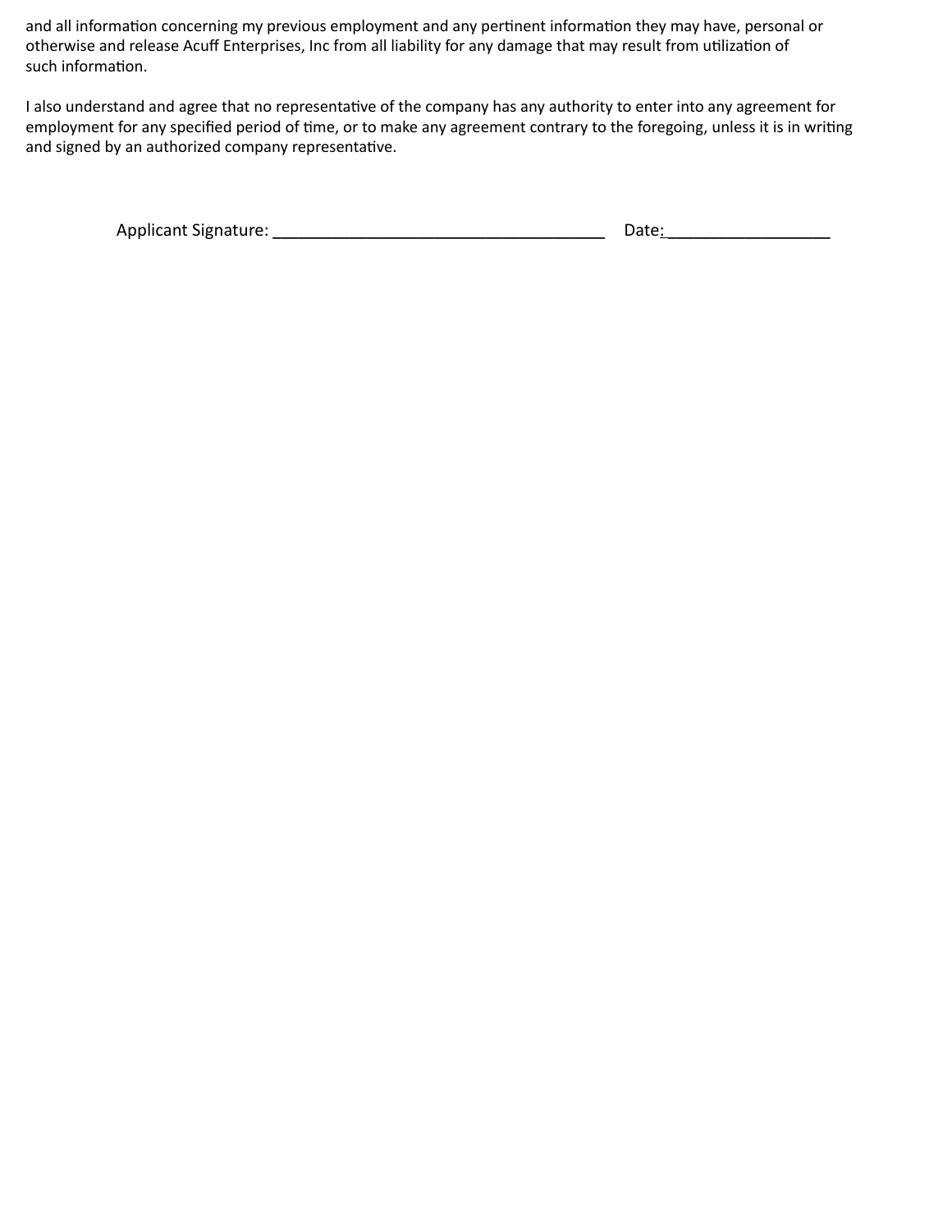and all information concerning my previous employment and any pertinent information they may have, personal or otherwise and release Acuff Enterprises, Inc from all liability for any damage that may result from utilization of such information.

I also understand and agree that no representative of the company has any authority to enter into any agreement for employment for any specified period of time, or to make any agreement contrary to the foregoing, unless it is in writing and signed by an authorized company representative.

Applicant Signature: _____________________________________ Date: __________________